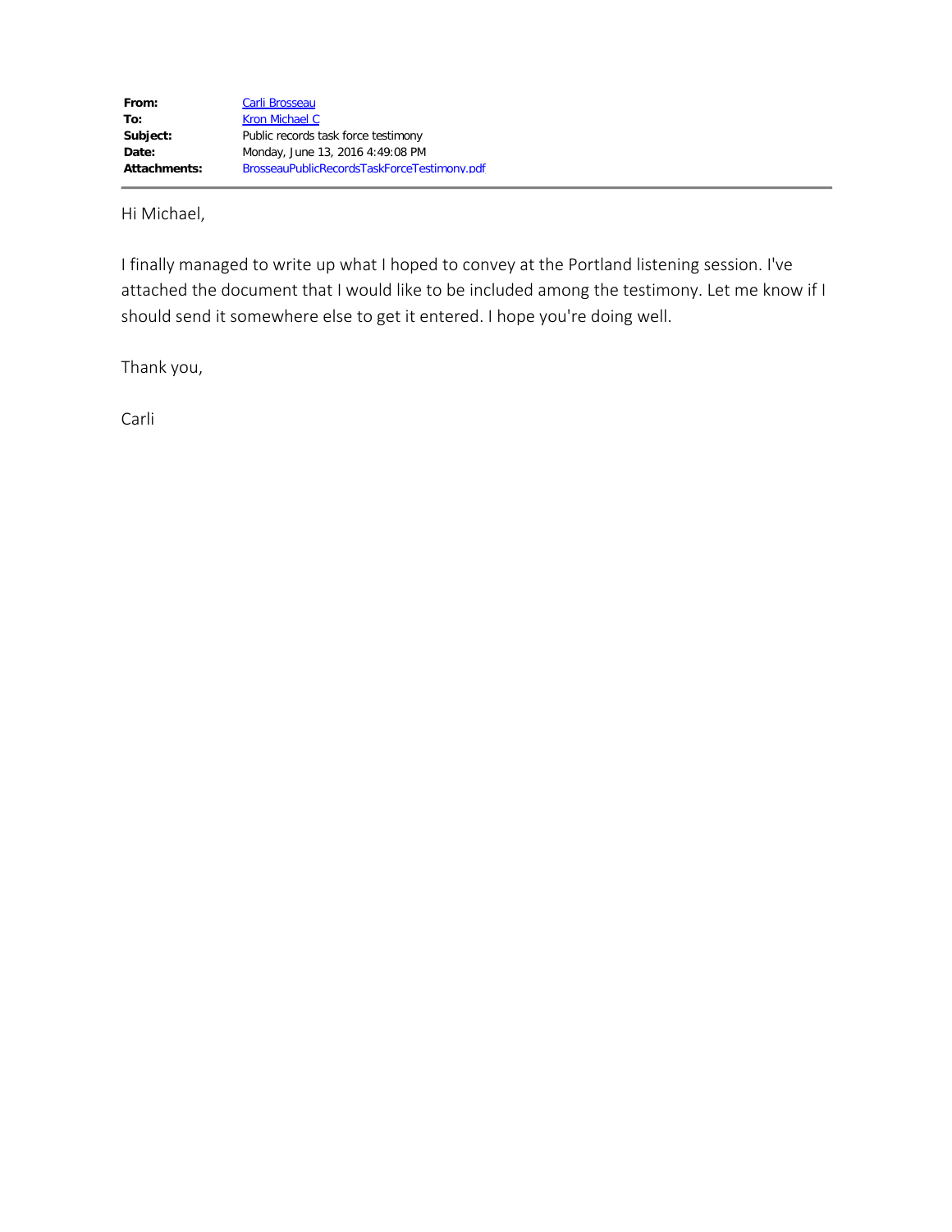| | |
|---|---|
| **From:** | Carli Brosseau |
| **To:** | Kron Michael C |
| **Subject:** | Public records task force testimony |
| **Date:** | Monday, June 13, 2016 4:49:08 PM |
| **Attachments:** | BrosseauPublicRecordsTaskForceTestimony.pdf |

---

Hi Michael,

I finally managed to write up what I hoped to convey at the Portland listening session. I've attached the document that I would like to be included among the testimony. Let me know if I should send it somewhere else to get it entered. I hope you're doing well.

Thank you,

Carli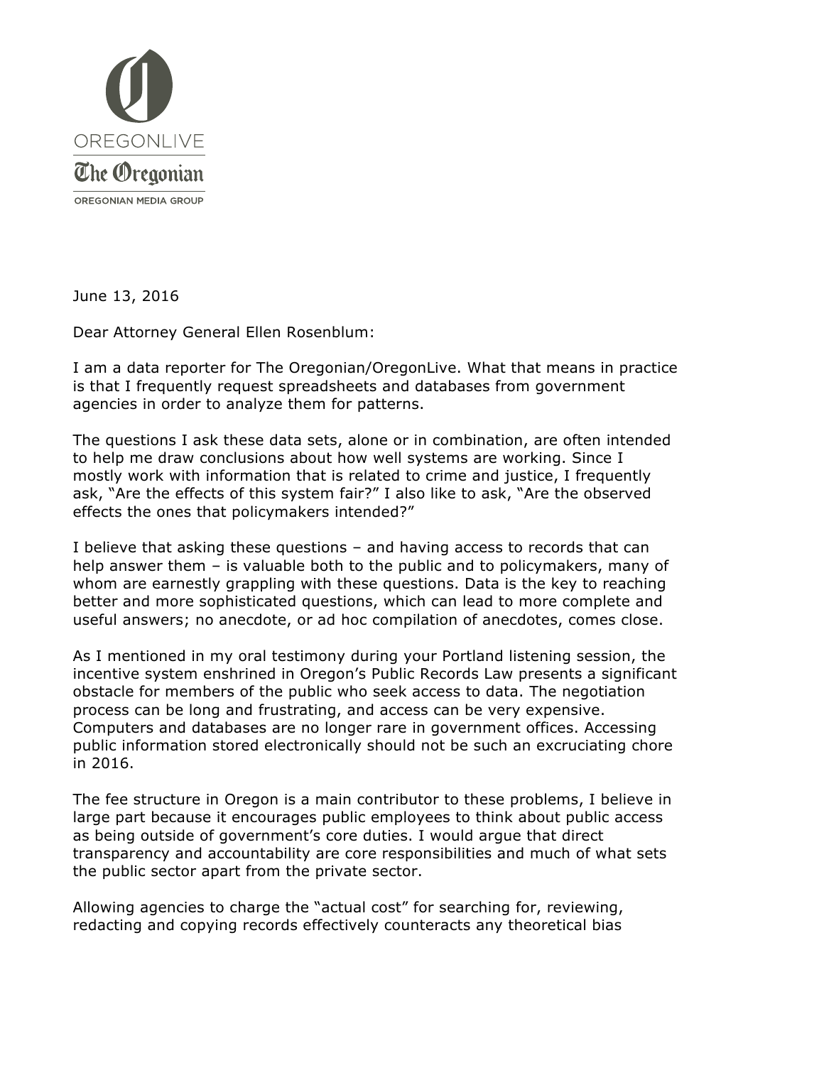OREGONLIVE

The Oregonian

OREGONIAN MEDIA GROUP

June 13, 2016

Dear Attorney General Ellen Rosenblum:

I am a data reporter for The Oregonian/OregonLive. What that means in practice is that I frequently request spreadsheets and databases from government agencies in order to analyze them for patterns.

The questions I ask these data sets, alone or in combination, are often intended to help me draw conclusions about how well systems are working. Since I mostly work with information that is related to crime and justice, I frequently ask, "Are the effects of this system fair?" I also like to ask, "Are the observed effects the ones that policymakers intended?"

I believe that asking these questions – and having access to records that can help answer them – is valuable both to the public and to policymakers, many of whom are earnestly grappling with these questions. Data is the key to reaching better and more sophisticated questions, which can lead to more complete and useful answers; no anecdote, or ad hoc compilation of anecdotes, comes close.

As I mentioned in my oral testimony during your Portland listening session, the incentive system enshrined in Oregon's Public Records Law presents a significant obstacle for members of the public who seek access to data. The negotiation process can be long and frustrating, and access can be very expensive. Computers and databases are no longer rare in government offices. Accessing public information stored electronically should not be such an excruciating chore in 2016.

The fee structure in Oregon is a main contributor to these problems, I believe in large part because it encourages public employees to think about public access as being outside of government's core duties. I would argue that direct transparency and accountability are core responsibilities and much of what sets the public sector apart from the private sector.

Allowing agencies to charge the "actual cost" for searching for, reviewing, redacting and copying records effectively counteracts any theoretical bias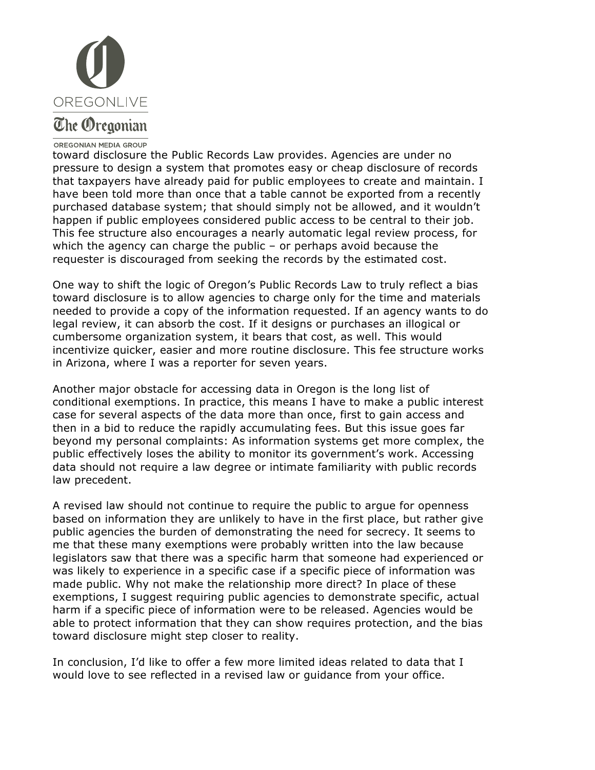toward disclosure the Public Records Law provides. Agencies are under no pressure to design a system that promotes easy or cheap disclosure of records that taxpayers have already paid for public employees to create and maintain. I have been told more than once that a table cannot be exported from a recently purchased database system; that should simply not be allowed, and it wouldn't happen if public employees considered public access to be central to their job. This fee structure also encourages a nearly automatic legal review process, for which the agency can charge the public – or perhaps avoid because the requester is discouraged from seeking the records by the estimated cost.

One way to shift the logic of Oregon's Public Records Law to truly reflect a bias toward disclosure is to allow agencies to charge only for the time and materials needed to provide a copy of the information requested. If an agency wants to do legal review, it can absorb the cost. If it designs or purchases an illogical or cumbersome organization system, it bears that cost, as well. This would incentivize quicker, easier and more routine disclosure. This fee structure works in Arizona, where I was a reporter for seven years.

Another major obstacle for accessing data in Oregon is the long list of conditional exemptions. In practice, this means I have to make a public interest case for several aspects of the data more than once, first to gain access and then in a bid to reduce the rapidly accumulating fees. But this issue goes far beyond my personal complaints: As information systems get more complex, the public effectively loses the ability to monitor its government's work. Accessing data should not require a law degree or intimate familiarity with public records law precedent.

A revised law should not continue to require the public to argue for openness based on information they are unlikely to have in the first place, but rather give public agencies the burden of demonstrating the need for secrecy. It seems to me that these many exemptions were probably written into the law because legislators saw that there was a specific harm that someone had experienced or was likely to experience in a specific case if a specific piece of information was made public. Why not make the relationship more direct? In place of these exemptions, I suggest requiring public agencies to demonstrate specific, actual harm if a specific piece of information were to be released. Agencies would be able to protect information that they can show requires protection, and the bias toward disclosure might step closer to reality.

In conclusion, I'd like to offer a few more limited ideas related to data that I would love to see reflected in a revised law or guidance from your office.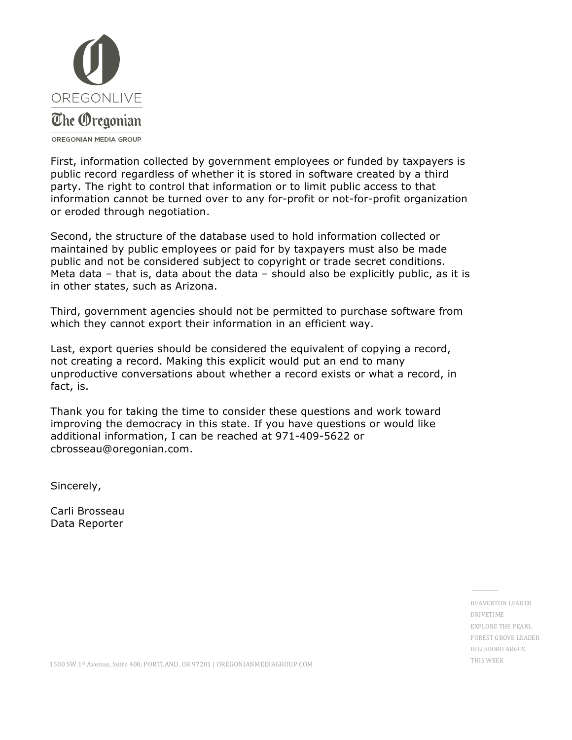First, information collected by government employees or funded by taxpayers is public record regardless of whether it is stored in software created by a third party. The right to control that information or to limit public access to that information cannot be turned over to any for-profit or not-for-profit organization or eroded through negotiation.

Second, the structure of the database used to hold information collected or maintained by public employees or paid for by taxpayers must also be made public and not be considered subject to copyright or trade secret conditions. Meta data – that is, data about the data – should also be explicitly public, as it is in other states, such as Arizona.

Third, government agencies should not be permitted to purchase software from which they cannot export their information in an efficient way.

Last, export queries should be considered the equivalent of copying a record, not creating a record. Making this explicit would put an end to many unproductive conversations about whether a record exists or what a record, in fact, is.

Thank you for taking the time to consider these questions and work toward improving the democracy in this state. If you have questions or would like additional information, I can be reached at 971-409-5622 or cbrosseau@oregonian.com.

Sincerely,

Carli Brosseau
Data Reporter